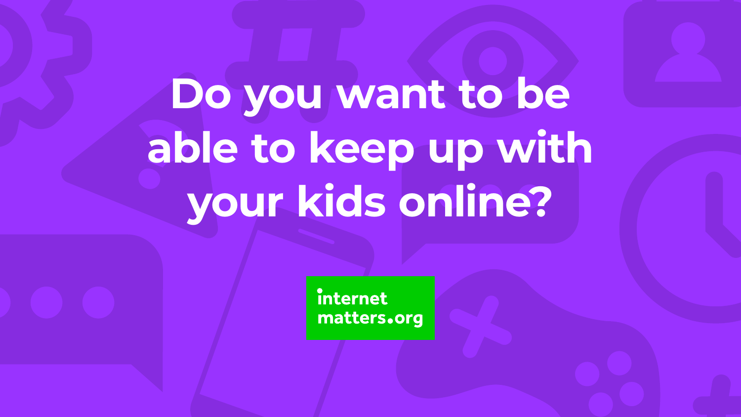# Do you want to be able to keep up with your kids online?

internet matters.org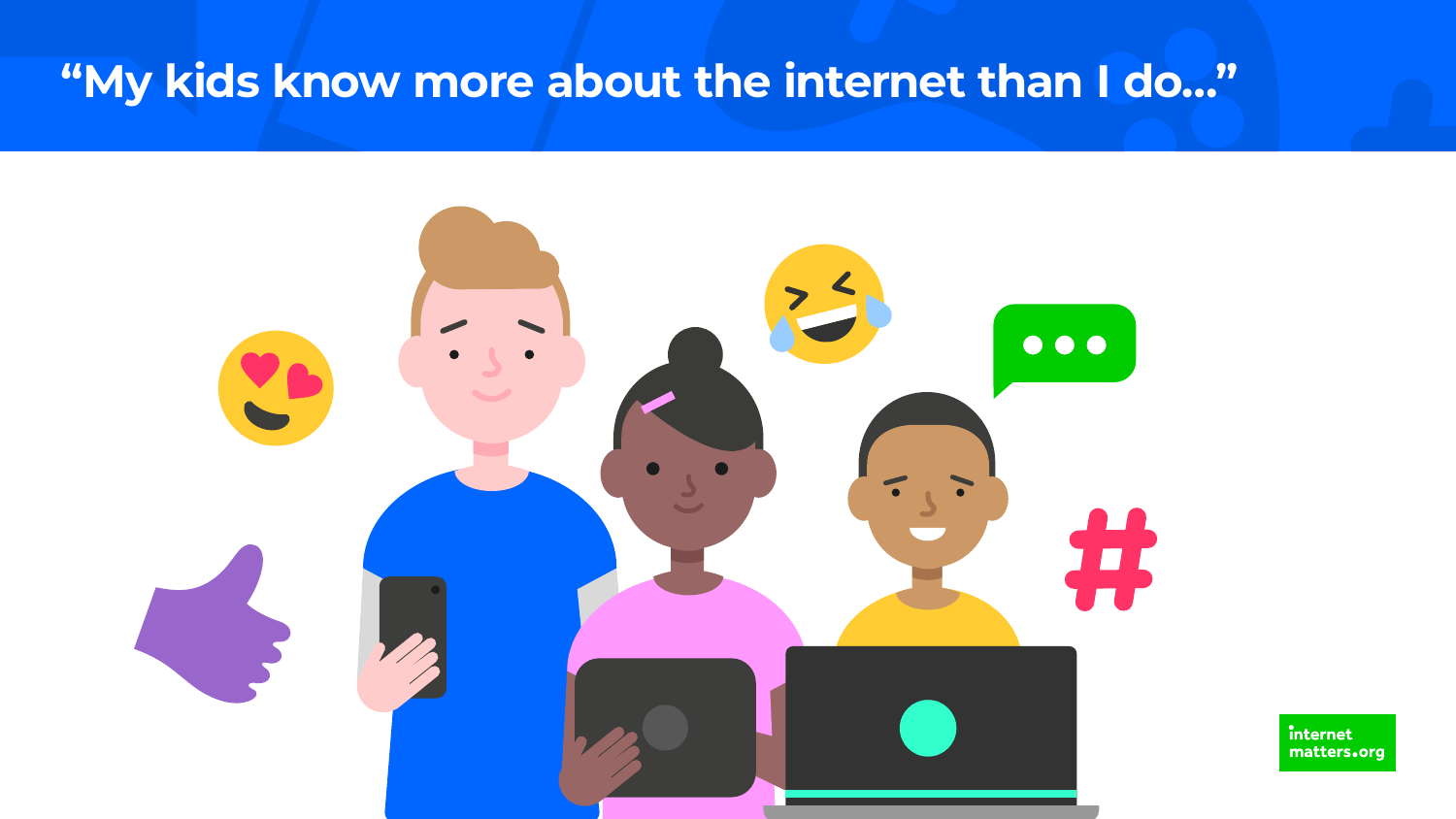# "My kids know more about the internet than I do..."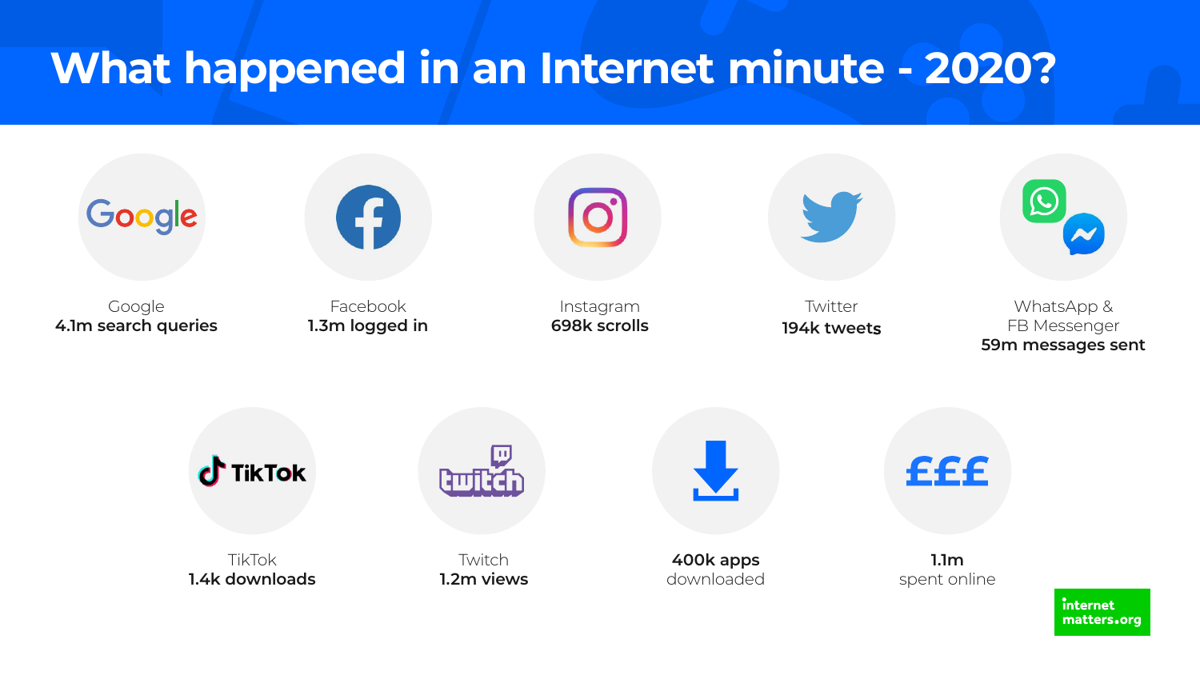# What happened in an Internet minute - 2020?

Google
**4.1m search queries**

Facebook
**1.3m logged in**

Instagram
**698k scrolls**

Twitter
**194k tweets**

WhatsApp & FB Messenger
**59m messages sent**

TikTok
**1.4k downloads**

Twitch
**1.2m views**

**400k apps**
downloaded

**1.1m**
spent online

internet matters.org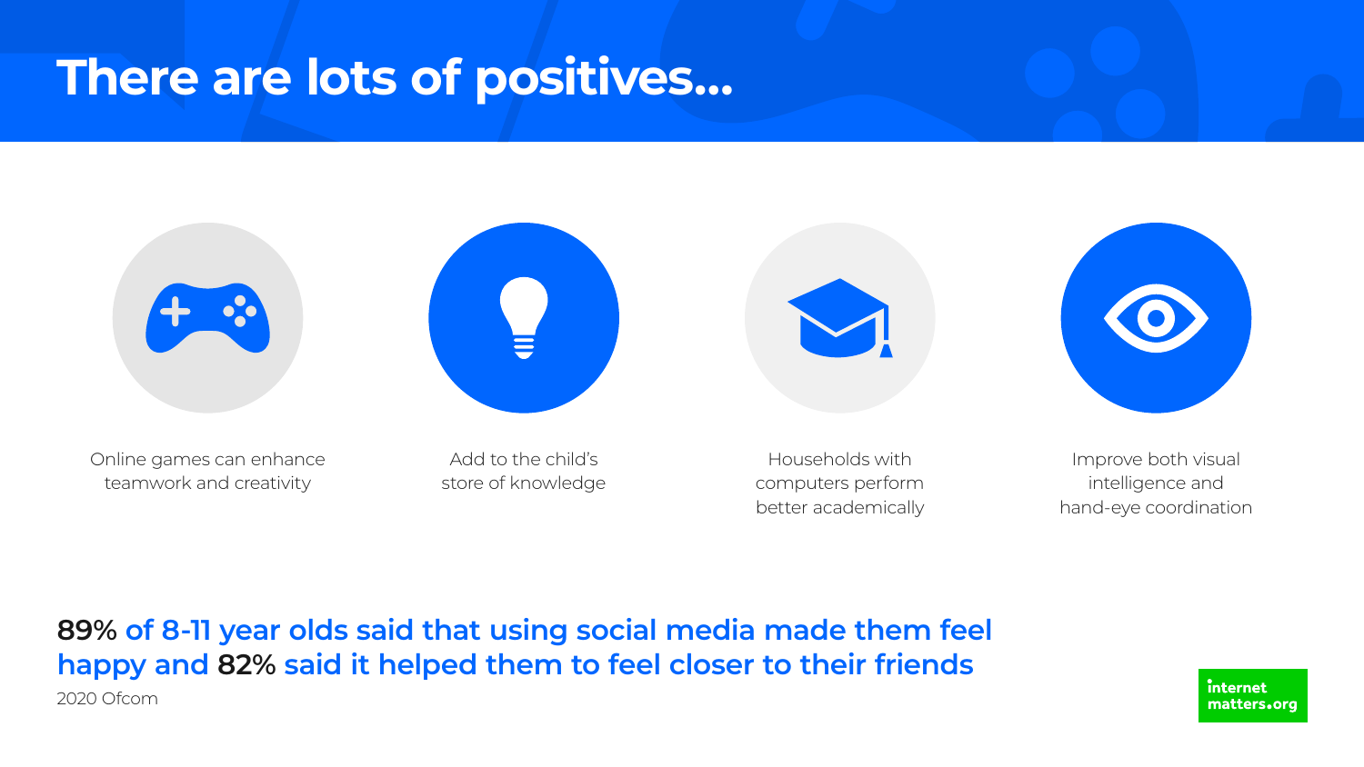# There are lots of positives...

- Online games can enhance teamwork and creativity
- Add to the child's store of knowledge
- Households with computers perform better academically
- Improve both visual intelligence and hand-eye coordination

**89% of 8-11 year olds said that using social media made them feel happy and 82% said it helped them to feel closer to their friends**

2020 Ofcom

internet matters.org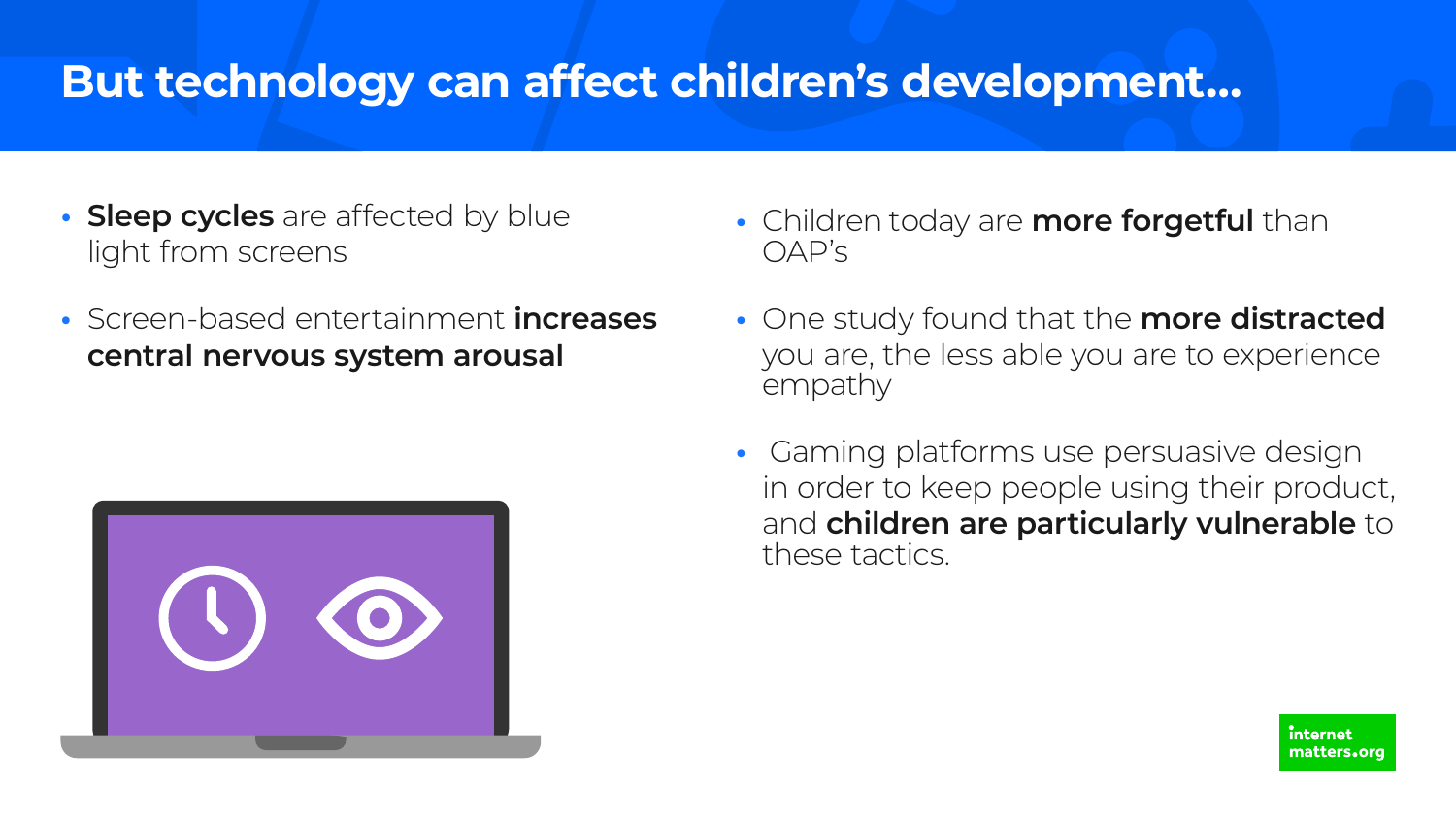# But technology can affect children's development...

- **Sleep cycles** are affected by blue light from screens
- Screen-based entertainment **increases central nervous system arousal**
- Children today are **more forgetful** than OAP's
- One study found that the **more distracted** you are, the less able you are to experience empathy
- Gaming platforms use persuasive design in order to keep people using their product, and **children are particularly vulnerable** to these tactics.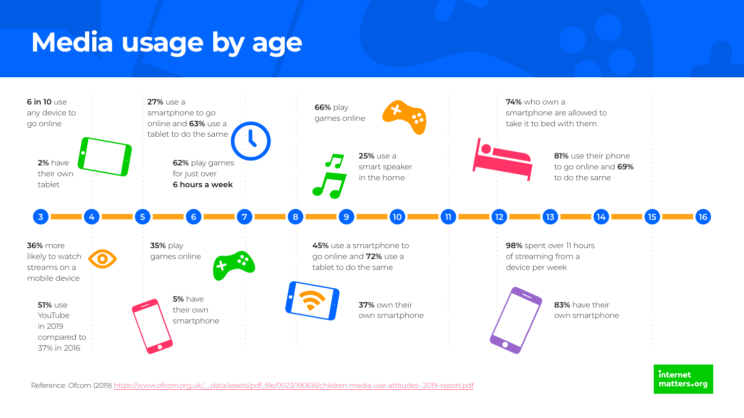# Media usage by age

**Ages 3–4**

**6 in 10** use any device to go online

**2%** have their own tablet

**36%** more likely to watch streams on a mobile device

**51%** use YouTube in 2019 compared to 37% in 2016

**Ages 5–7**

**27%** use a smartphone to go online and **63%** use a tablet to do the same

**62%** play games for just over **6 hours a week**

**35%** play games online

**5%** have their own smartphone

**Ages 8–11**

**66%** play games online

**25%** use a smart speaker in the home

**45%** use a smartphone to go online and **72%** use a tablet to do the same

**37%** own their own smartphone

**Ages 12–15**

**74%** who own a smartphone are allowed to take it to bed with them

**81%** use their phone to go online and **69%** to do the same

**98%** spent over 11 hours of streaming from a device per week

**83%** have their own smartphone

3 · 4 · 5 · 6 · 7 · 8 · 9 · 10 · 11 · 12 · 13 · 14 · 15 · 16

Reference: Ofcom (2019) https://www.ofcom.org.uk/__data/assets/pdf_file/0023/190616/children-media-use-attitudes- 2019-report.pdf

internet matters.org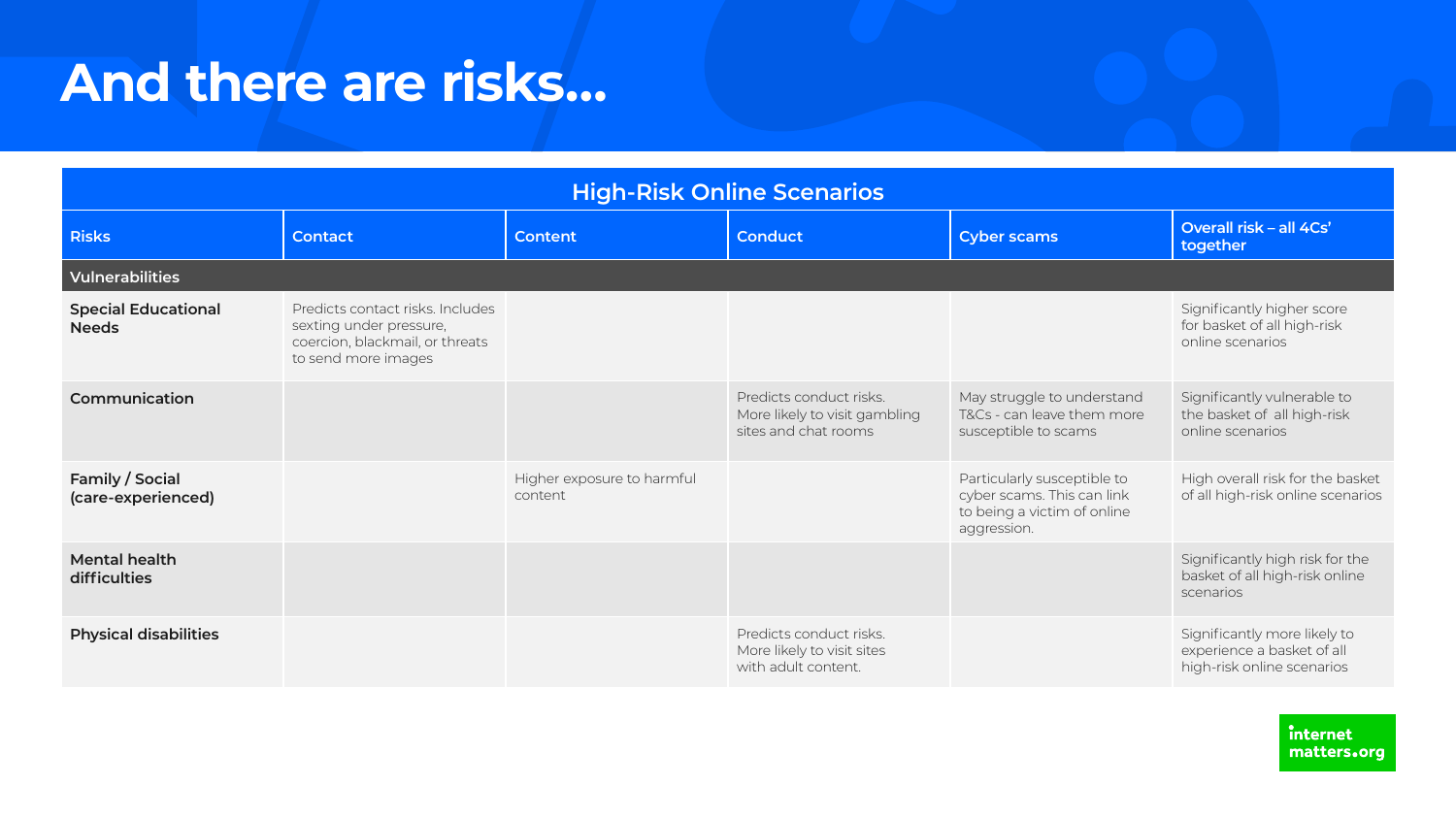# And there are risks...

| High-Risk Online Scenarios | | | | | |
|---|---|---|---|---|---|
| **Risks** | **Contact** | **Content** | **Conduct** | **Cyber scams** | **Overall risk – all 4Cs' together** |
| **Vulnerabilities** | | | | | |
| **Special Educational Needs** | Predicts contact risks. Includes sexting under pressure, coercion, blackmail, or threats to send more images | | | | Significantly higher score for basket of all high-risk online scenarios |
| **Communication** | | | Predicts conduct risks. More likely to visit gambling sites and chat rooms | May struggle to understand T&Cs - can leave them more susceptible to scams | Significantly vulnerable to the basket of all high-risk online scenarios |
| **Family / Social (care-experienced)** | | Higher exposure to harmful content | | Particularly susceptible to cyber scams. This can link to being a victim of online aggression. | High overall risk for the basket of all high-risk online scenarios |
| **Mental health difficulties** | | | | | Significantly high risk for the basket of all high-risk online scenarios |
| **Physical disabilities** | | | Predicts conduct risks. More likely to visit sites with adult content. | | Significantly more likely to experience a basket of all high-risk online scenarios |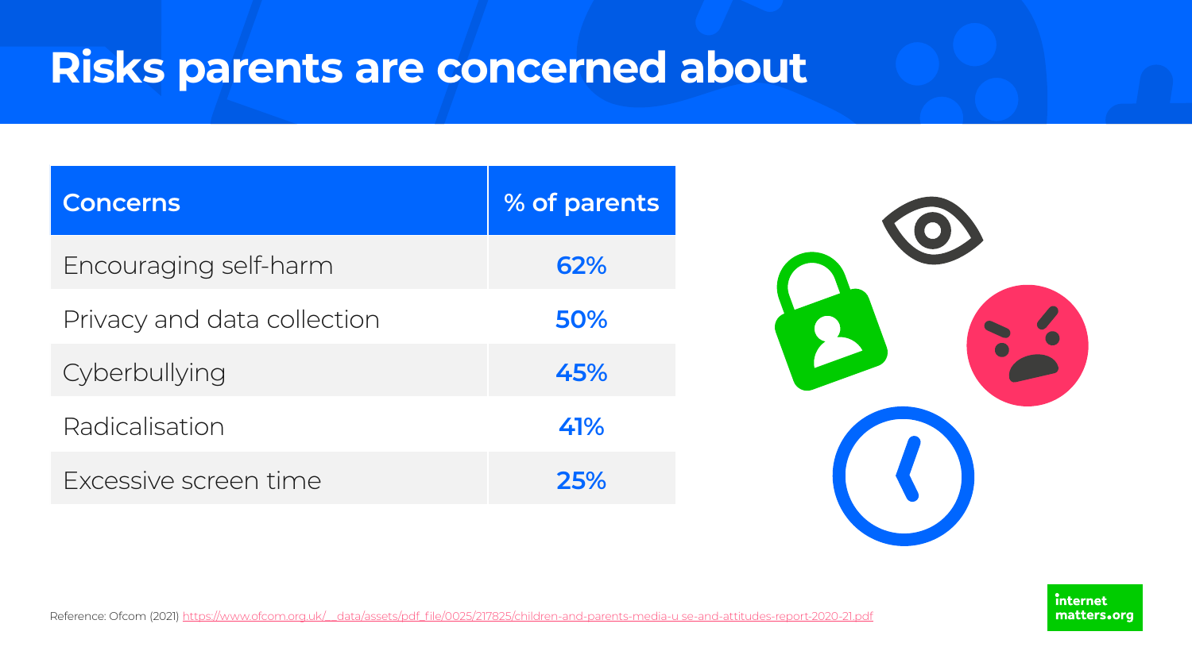# Risks parents are concerned about

| Concerns | % of parents |
| --- | --- |
| Encouraging self-harm | **62%** |
| Privacy and data collection | **50%** |
| Cyberbullying | **45%** |
| Radicalisation | **41%** |
| Excessive screen time | **25%** |

Reference: Ofcom (2021) https://www.ofcom.org.uk/__data/assets/pdf_file/0025/217825/children-and-parents-media-u se-and-attitudes-report-2020-21.pdf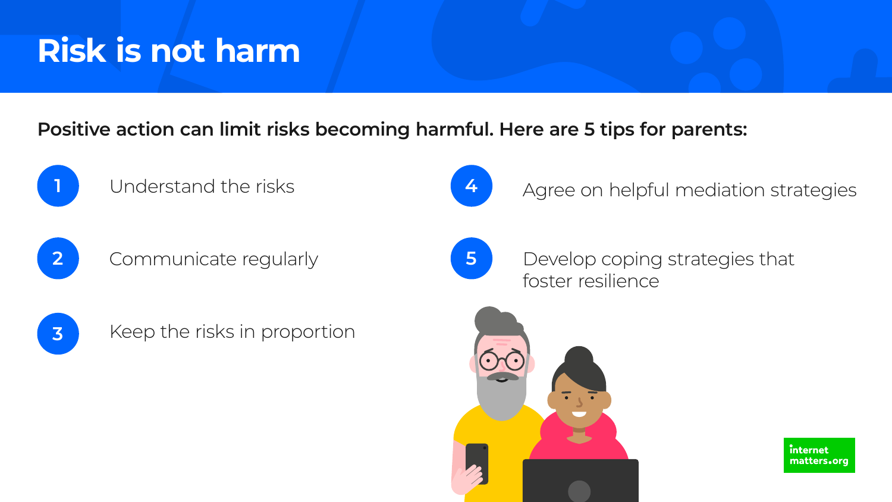# Risk is not harm

**Positive action can limit risks becoming harmful. Here are 5 tips for parents:**

1. Understand the risks
2. Communicate regularly
3. Keep the risks in proportion
4. Agree on helpful mediation strategies
5. Develop coping strategies that foster resilience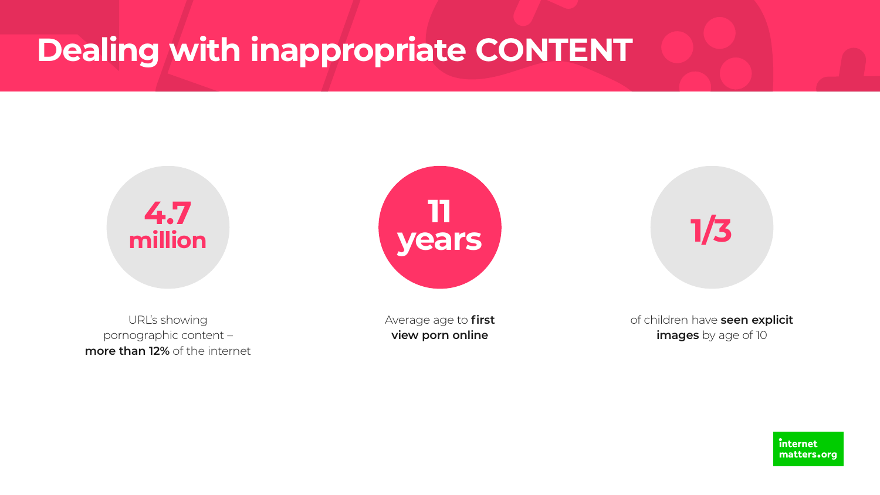# Dealing with inappropriate CONTENT

**4.7 million**

URL's showing pornographic content – **more than 12%** of the internet

**11 years**

Average age to **first view porn online**

**1/3**

of children have **seen explicit images** by age of 10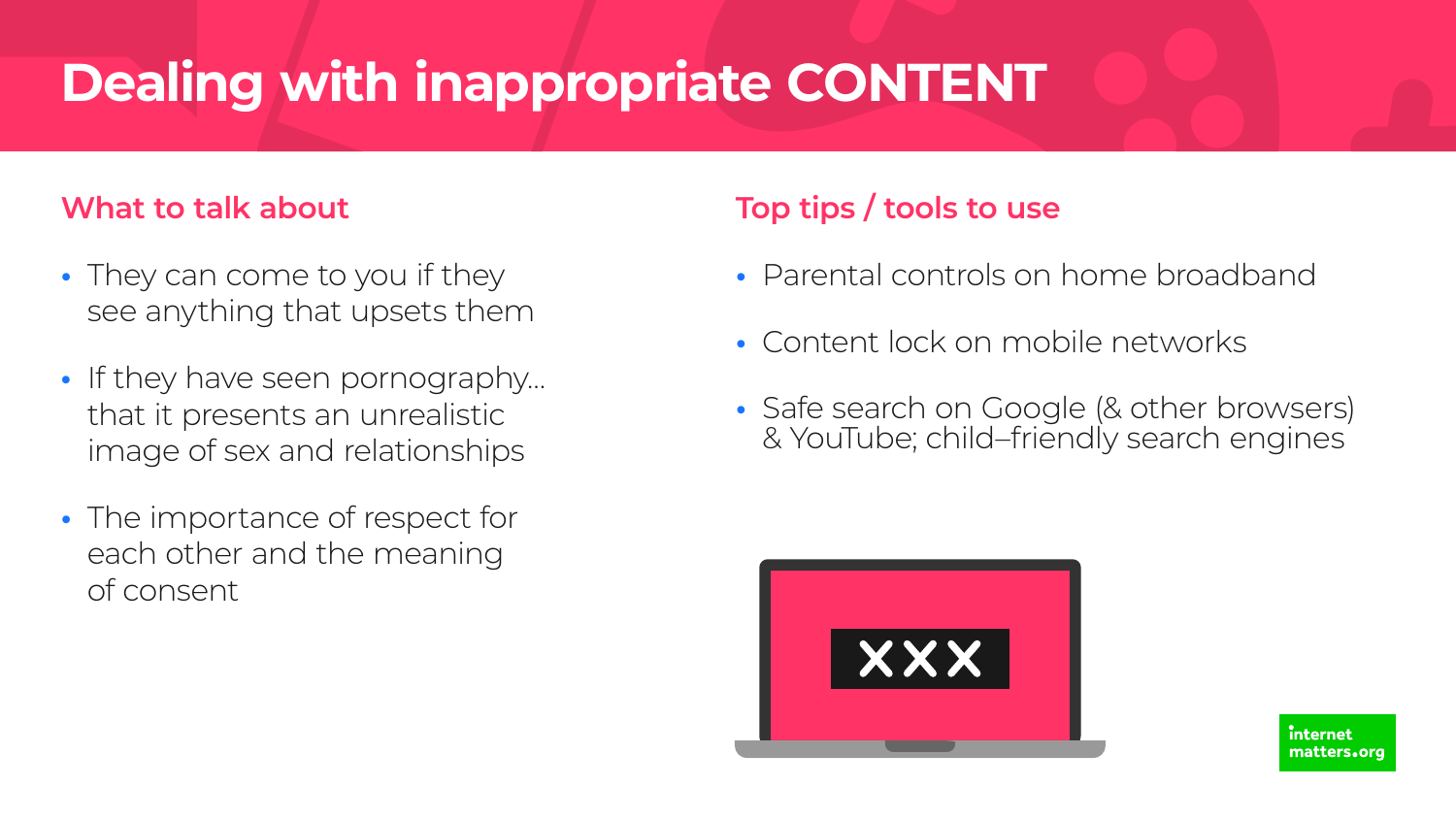# Dealing with inappropriate CONTENT

## What to talk about

- They can come to you if they see anything that upsets them
- If they have seen pornography… that it presents an unrealistic image of sex and relationships
- The importance of respect for each other and the meaning of consent

## Top tips / tools to use

- Parental controls on home broadband
- Content lock on mobile networks
- Safe search on Google (& other browsers) & YouTube; child–friendly search engines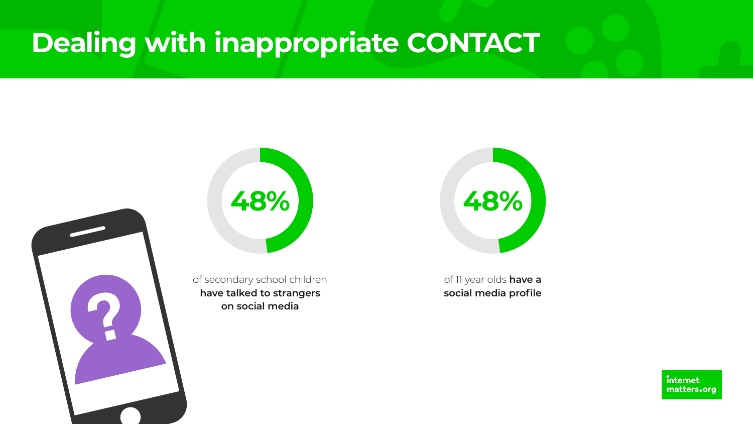# Dealing with inappropriate CONTACT

**48%**

of secondary school children **have talked to strangers on social media**

**48%**

of 11 year olds **have a social media profile**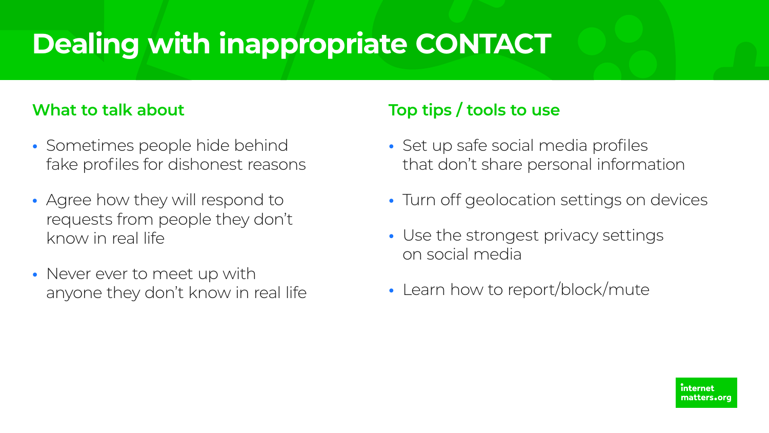# Dealing with inappropriate CONTACT

## What to talk about

- Sometimes people hide behind fake profiles for dishonest reasons
- Agree how they will respond to requests from people they don't know in real life
- Never ever to meet up with anyone they don't know in real life

## Top tips / tools to use

- Set up safe social media profiles that don't share personal information
- Turn off geolocation settings on devices
- Use the strongest privacy settings on social media
- Learn how to report/block/mute

internet matters.org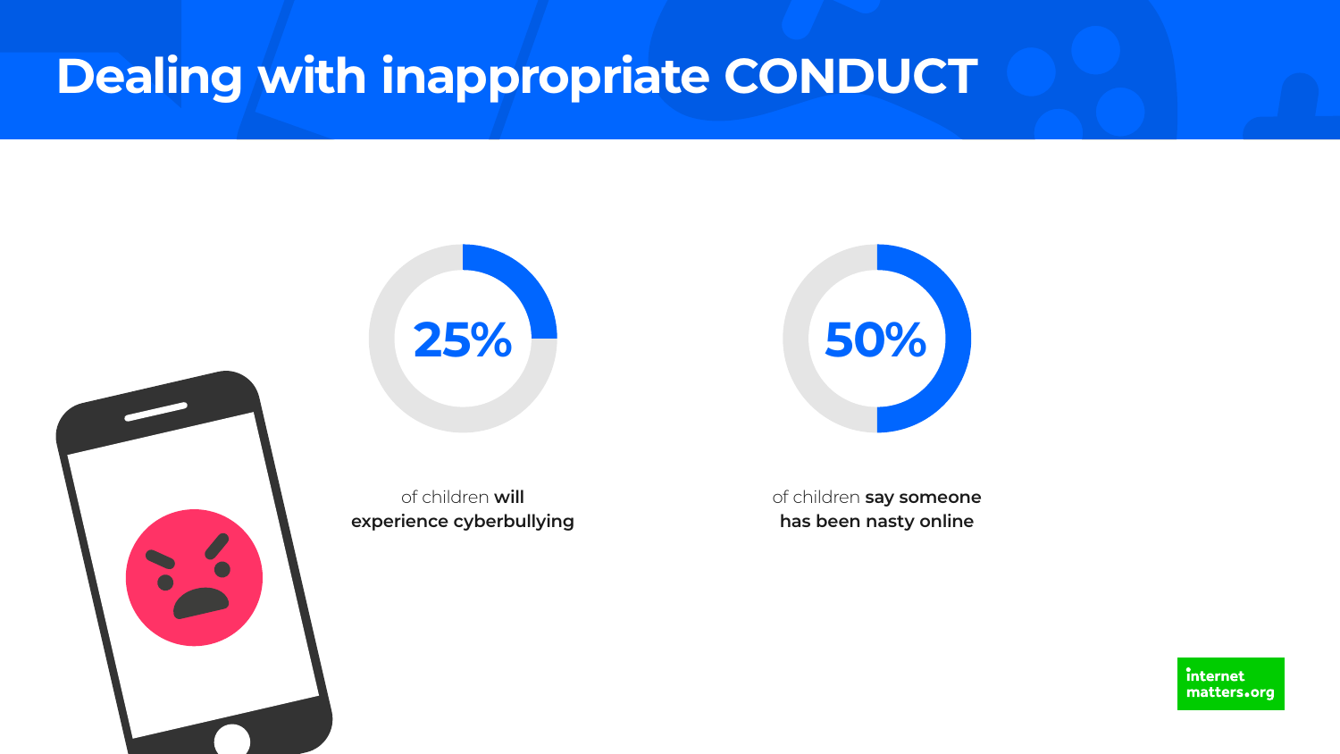# Dealing with inappropriate CONDUCT

**25%**

of children **will experience cyberbullying**

**50%**

of children **say someone has been nasty online**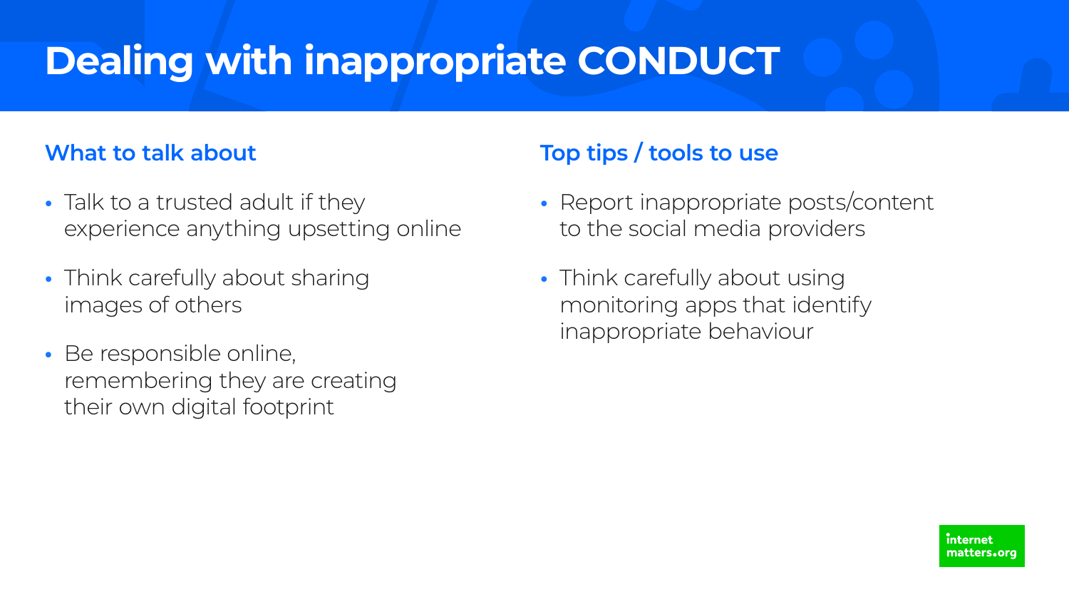# Dealing with inappropriate CONDUCT

## What to talk about

- Talk to a trusted adult if they experience anything upsetting online
- Think carefully about sharing images of others
- Be responsible online, remembering they are creating their own digital footprint

## Top tips / tools to use

- Report inappropriate posts/content to the social media providers
- Think carefully about using monitoring apps that identify inappropriate behaviour

internet matters.org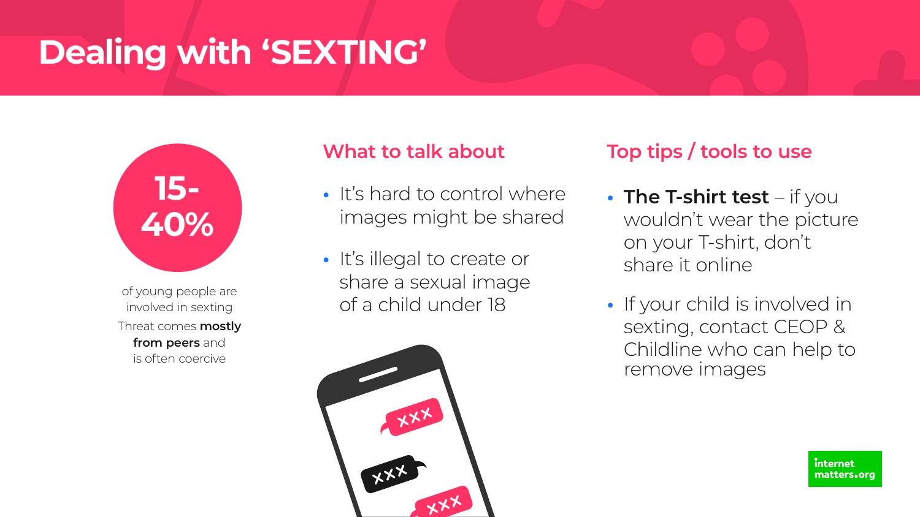# Dealing with 'SEXTING'

**15-40%**

of young people are involved in sexting

Threat comes **mostly from peers** and is often coercive

## What to talk about

- It's hard to control where images might be shared
- It's illegal to create or share a sexual image of a child under 18

## Top tips / tools to use

- **The T-shirt test** – if you wouldn't wear the picture on your T-shirt, don't share it online
- If your child is involved in sexting, contact CEOP & Childline who can help to remove images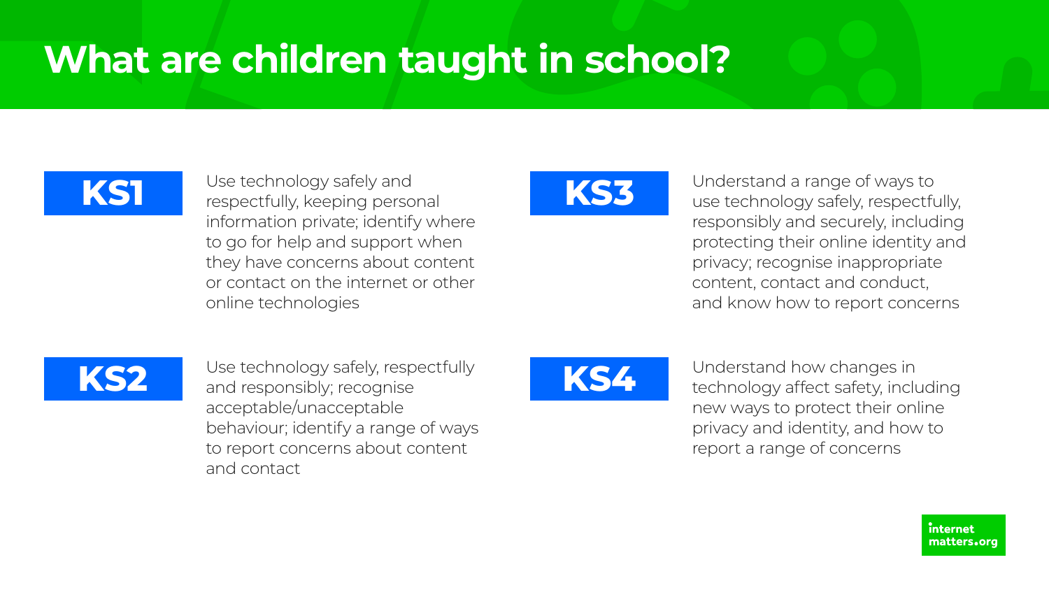# What are children taught in school?

**KS1**

Use technology safely and respectfully, keeping personal information private; identify where to go for help and support when they have concerns about content or contact on the internet or other online technologies

**KS2**

Use technology safely, respectfully and responsibly; recognise acceptable/unacceptable behaviour; identify a range of ways to report concerns about content and contact

**KS3**

Understand a range of ways to use technology safely, respectfully, responsibly and securely, including protecting their online identity and privacy; recognise inappropriate content, contact and conduct, and know how to report concerns

**KS4**

Understand how changes in technology affect safety, including new ways to protect their online privacy and identity, and how to report a range of concerns

internet matters.org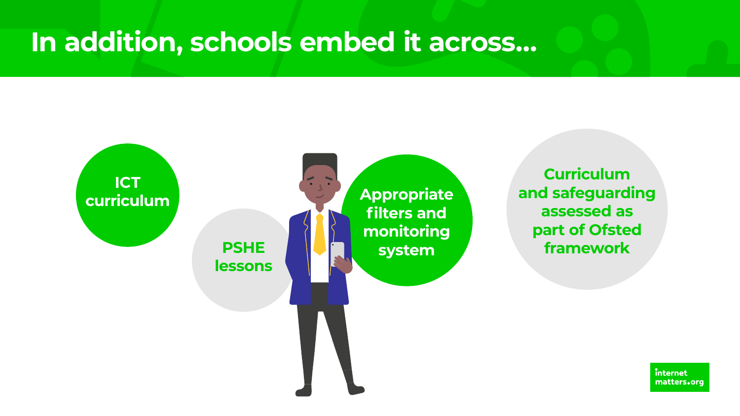# In addition, schools embed it across...

- ICT curriculum
- PSHE lessons
- Appropriate filters and monitoring system
- Curriculum and safeguarding assessed as part of Ofsted framework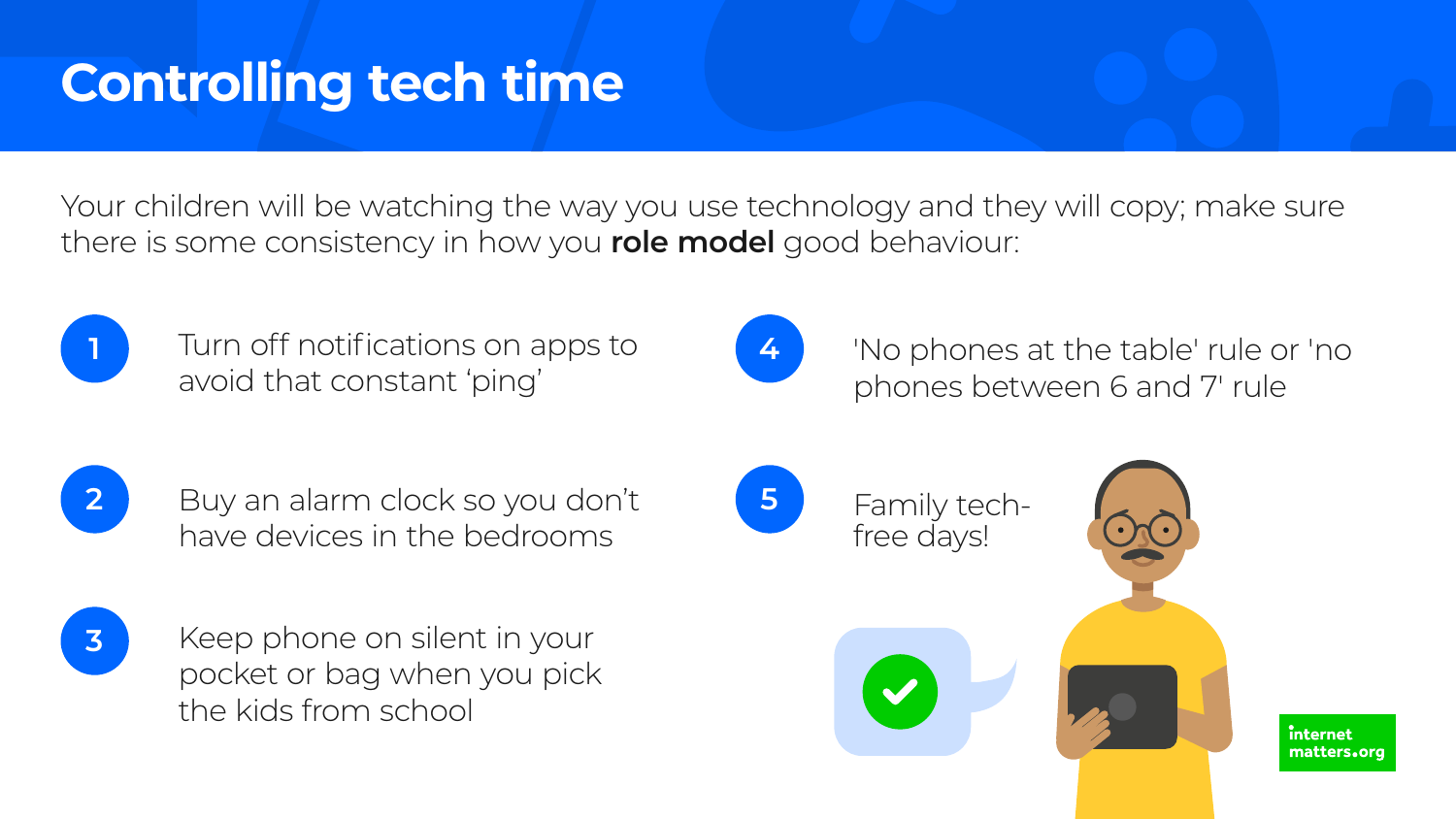# Controlling tech time

Your children will be watching the way you use technology and they will copy; make sure there is some consistency in how you **role model** good behaviour:

1. Turn off notifications on apps to avoid that constant 'ping'
2. Buy an alarm clock so you don't have devices in the bedrooms
3. Keep phone on silent in your pocket or bag when you pick the kids from school
4. 'No phones at the table' rule or 'no phones between 6 and 7' rule
5. Family tech-free days!

internet matters.org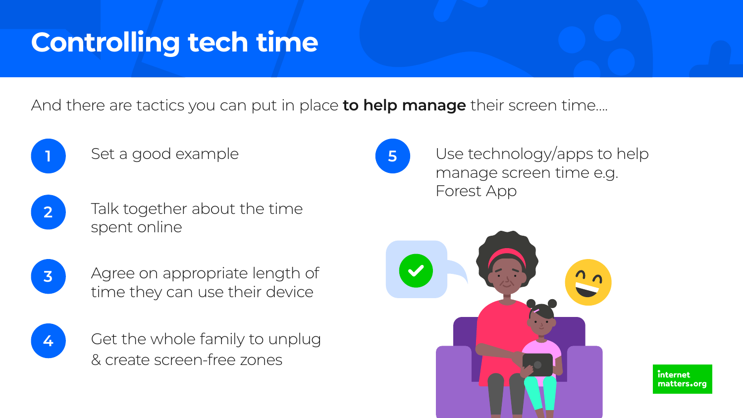# Controlling tech time

And there are tactics you can put in place **to help manage** their screen time....

1. Set a good example
2. Talk together about the time spent online
3. Agree on appropriate length of time they can use their device
4. Get the whole family to unplug & create screen-free zones
5. Use technology/apps to help manage screen time e.g. Forest App

internet matters.org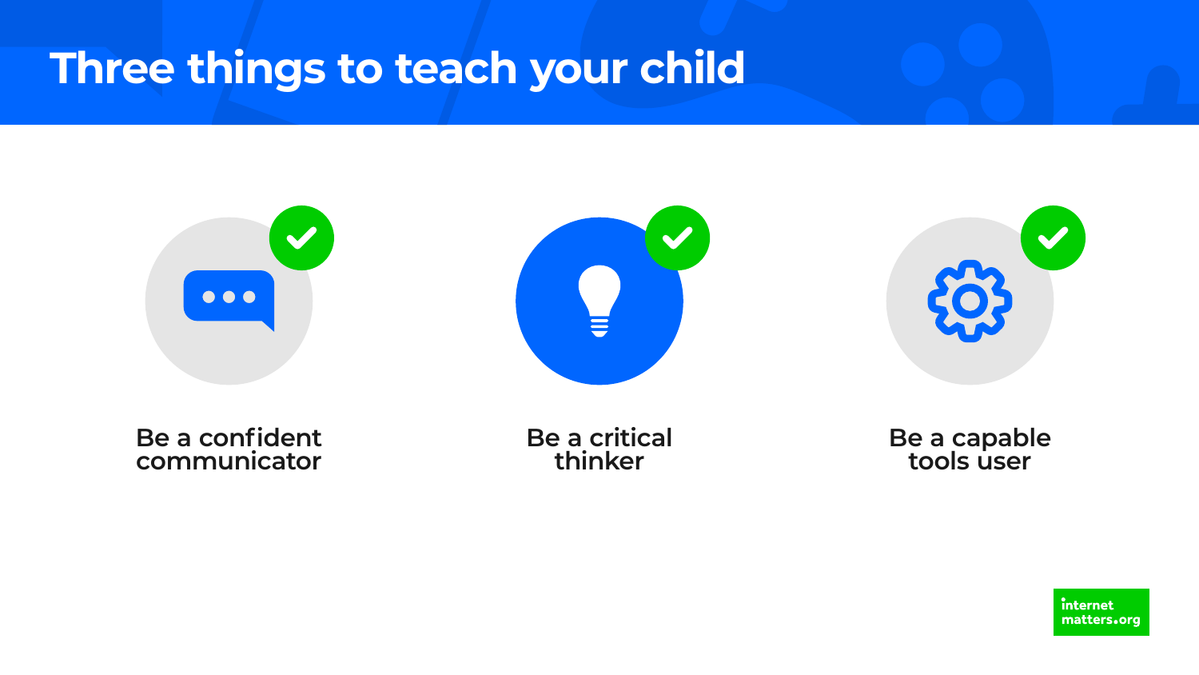# Three things to teach your child

- Be a confident communicator
- Be a critical thinker
- Be a capable tools user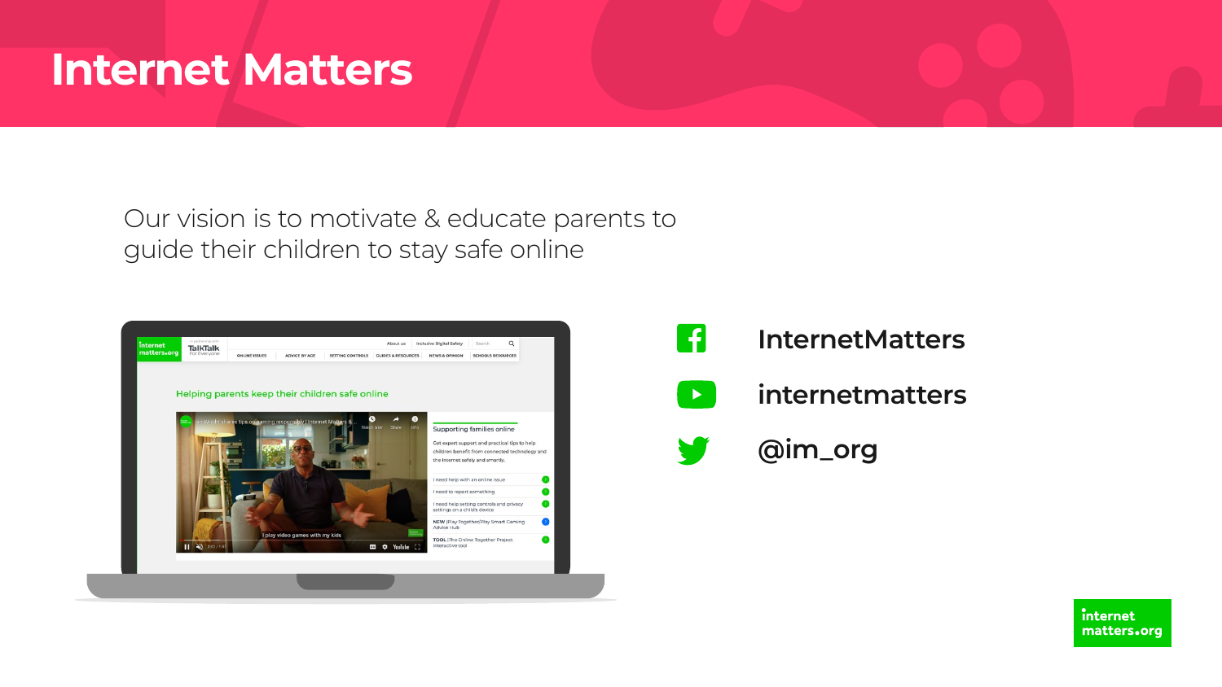# Internet Matters

Our vision is to motivate & educate parents to guide their children to stay safe online

InternetMatters

internetmatters

@im_org

internet matters.org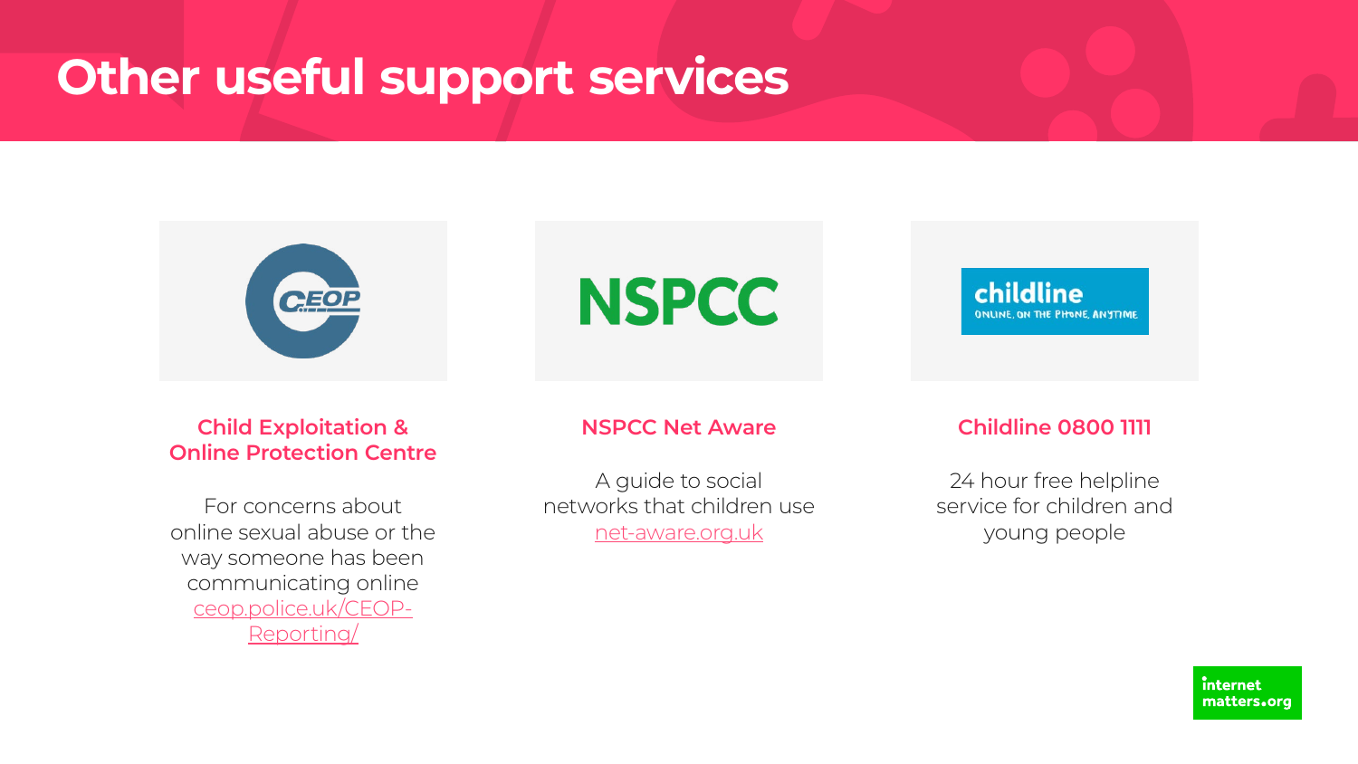# Other useful support services

### Child Exploitation & Online Protection Centre

For concerns about online sexual abuse or the way someone has been communicating online
ceop.police.uk/CEOP-Reporting/

### NSPCC Net Aware

A guide to social networks that children use
net-aware.org.uk

### Childline 0800 1111

24 hour free helpline service for children and young people